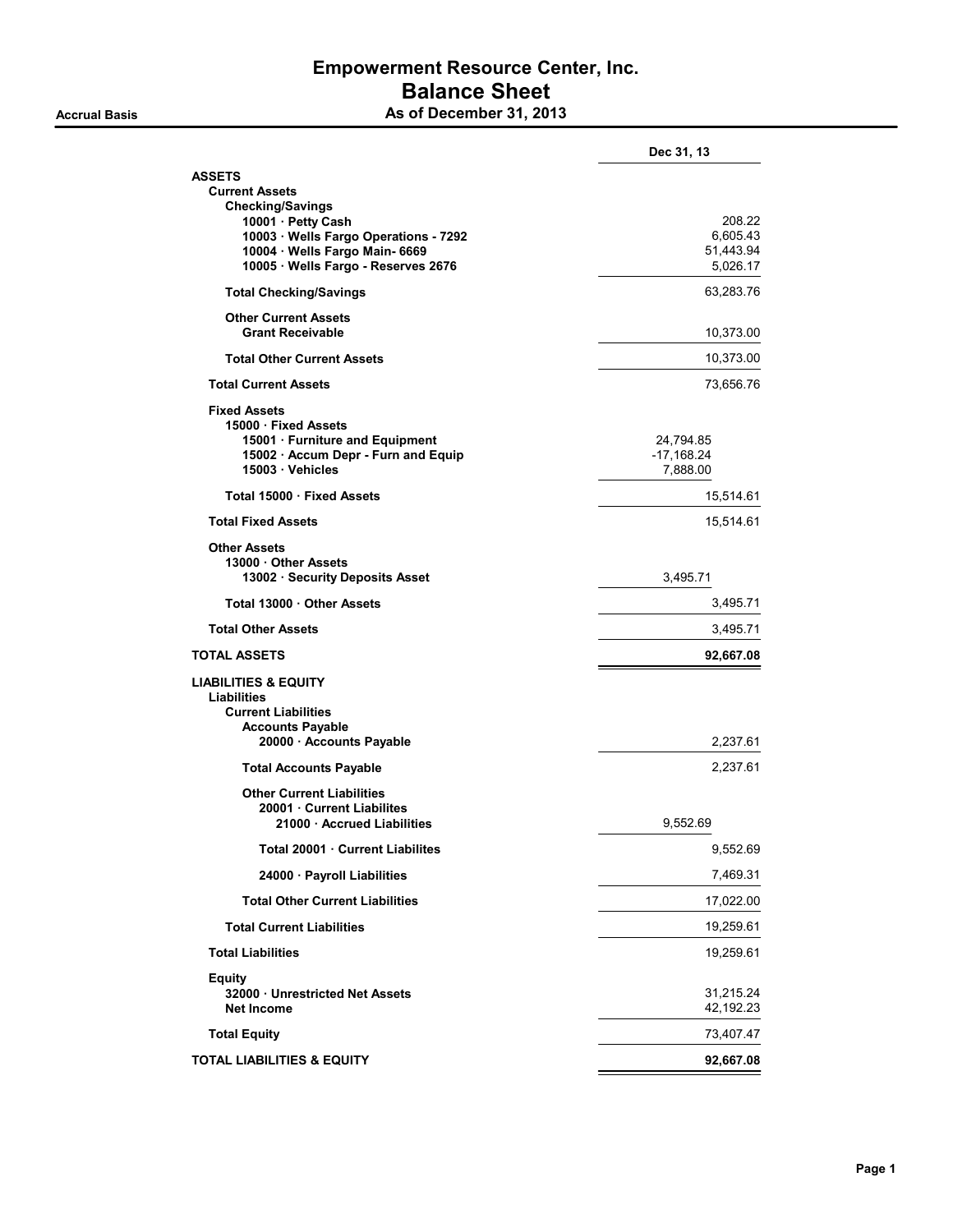# Empowerment Resource Center, Inc.
## Balance Sheet
### As of December 31, 2013

Accrual Basis

| | | Dec 31, 13 |
|---|---|---|
| **ASSETS** | | |
| **Current Assets** | | |
| **Checking/Savings** | | |
| 10001 · Petty Cash | | 208.22 |
| 10003 · Wells Fargo Operations - 7292 | | 6,605.43 |
| 10004 · Wells Fargo Main- 6669 | | 51,443.94 |
| 10005 · Wells Fargo - Reserves 2676 | | 5,026.17 |
| **Total Checking/Savings** | | 63,283.76 |
| **Other Current Assets** | | |
| Grant Receivable | | 10,373.00 |
| **Total Other Current Assets** | | 10,373.00 |
| **Total Current Assets** | | 73,656.76 |
| **Fixed Assets** | | |
| 15000 · Fixed Assets | | |
| 15001 · Furniture and Equipment | 24,794.85 | |
| 15002 · Accum Depr - Furn and Equip | -17,168.24 | |
| 15003 · Vehicles | 7,888.00 | |
| Total 15000 · Fixed Assets | | 15,514.61 |
| **Total Fixed Assets** | | 15,514.61 |
| **Other Assets** | | |
| 13000 · Other Assets | | |
| 13002 · Security Deposits Asset | 3,495.71 | |
| Total 13000 · Other Assets | | 3,495.71 |
| **Total Other Assets** | | 3,495.71 |
| **TOTAL ASSETS** | | **92,667.08** |
| **LIABILITIES & EQUITY** | | |
| **Liabilities** | | |
| **Current Liabilities** | | |
| **Accounts Payable** | | |
| 20000 · Accounts Payable | | 2,237.61 |
| **Total Accounts Payable** | | 2,237.61 |
| **Other Current Liabilities** | | |
| 20001 · Current Liabilites | | |
| 21000 · Accrued Liabilities | 9,552.69 | |
| Total 20001 · Current Liabilites | | 9,552.69 |
| 24000 · Payroll Liabilities | | 7,469.31 |
| **Total Other Current Liabilities** | | 17,022.00 |
| **Total Current Liabilities** | | 19,259.61 |
| **Total Liabilities** | | 19,259.61 |
| **Equity** | | |
| 32000 · Unrestricted Net Assets | | 31,215.24 |
| Net Income | | 42,192.23 |
| **Total Equity** | | 73,407.47 |
| **TOTAL LIABILITIES & EQUITY** | | **92,667.08** |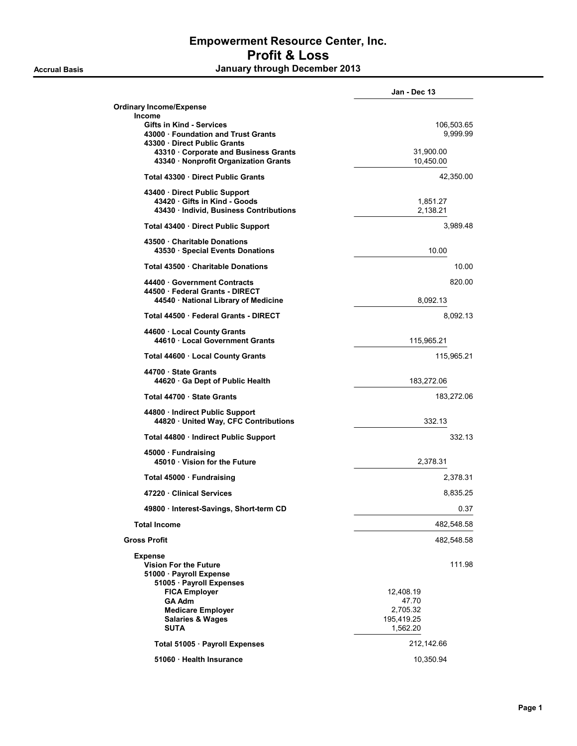# Empowerment Resource Center, Inc.
## Profit & Loss
### January through December 2013

Accrual Basis

| | Jan - Dec 13 | |
|---|---|---|
| **Ordinary Income/Expense** | | |
| **Income** | | |
| **Gifts in Kind - Services** | | 106,503.65 |
| **43000 · Foundation and Trust Grants** | | 9,999.99 |
| **43300 · Direct Public Grants** | | |
| **43310 · Corporate and Business Grants** | 31,900.00 | |
| **43340 · Nonprofit Organization Grants** | 10,450.00 | |
| **Total 43300 · Direct Public Grants** | | 42,350.00 |
| **43400 · Direct Public Support** | | |
| **43420 · Gifts in Kind - Goods** | 1,851.27 | |
| **43430 · Individ, Business Contributions** | 2,138.21 | |
| **Total 43400 · Direct Public Support** | | 3,989.48 |
| **43500 · Charitable Donations** | | |
| **43530 · Special Events Donations** | 10.00 | |
| **Total 43500 · Charitable Donations** | | 10.00 |
| **44400 · Government Contracts** | | 820.00 |
| **44500 · Federal Grants - DIRECT** | | |
| **44540 · National Library of Medicine** | 8,092.13 | |
| **Total 44500 · Federal Grants - DIRECT** | | 8,092.13 |
| **44600 · Local County Grants** | | |
| **44610 · Local Government Grants** | 115,965.21 | |
| **Total 44600 · Local County Grants** | | 115,965.21 |
| **44700 · State Grants** | | |
| **44620 · Ga Dept of Public Health** | 183,272.06 | |
| **Total 44700 · State Grants** | | 183,272.06 |
| **44800 · Indirect Public Support** | | |
| **44820 · United Way, CFC Contributions** | 332.13 | |
| **Total 44800 · Indirect Public Support** | | 332.13 |
| **45000 · Fundraising** | | |
| **45010 · Vision for the Future** | 2,378.31 | |
| **Total 45000 · Fundraising** | | 2,378.31 |
| **47220 · Clinical Services** | | 8,835.25 |
| **49800 · Interest-Savings, Short-term CD** | | 0.37 |
| **Total Income** | | 482,548.58 |
| **Gross Profit** | | 482,548.58 |
| **Expense** | | |
| **Vision For the Future** | | 111.98 |
| **51000 · Payroll Expense** | | |
| **51005 · Payroll Expenses** | | |
| **FICA Employer** | 12,408.19 | |
| **GA Adm** | 47.70 | |
| **Medicare Employer** | 2,705.32 | |
| **Salaries & Wages** | 195,419.25 | |
| **SUTA** | 1,562.20 | |
| **Total 51005 · Payroll Expenses** | 212,142.66 | |
| **51060 · Health Insurance** | 10,350.94 | |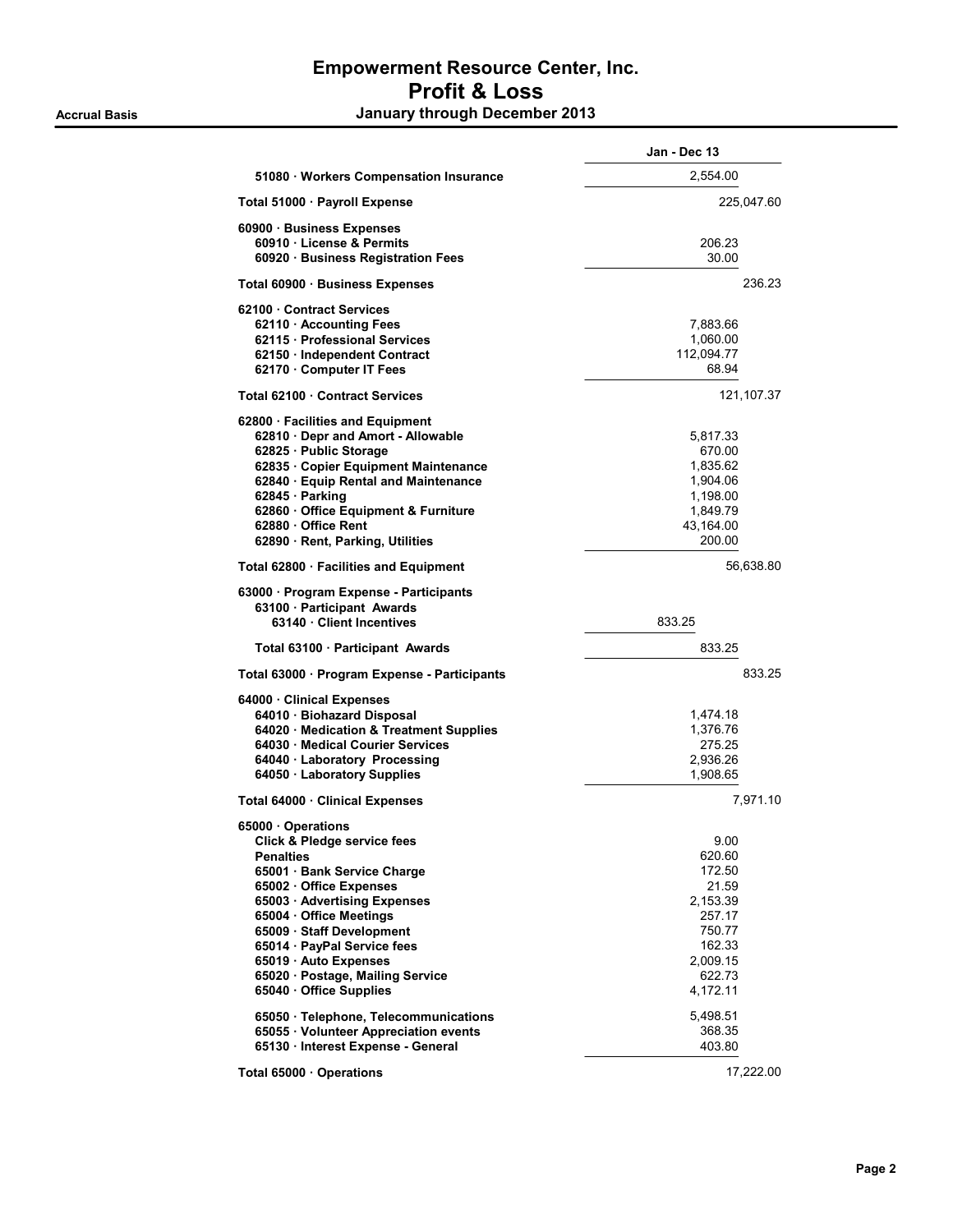# Empowerment Resource Center, Inc.
## Profit & Loss
**Accrual Basis** — **January through December 2013**

| | Jan - Dec 13 | |
|---|---|---|
| 51080 · Workers Compensation Insurance | 2,554.00 | |
| **Total 51000 · Payroll Expense** | | 225,047.60 |
| 60900 · Business Expenses | | |
| 60910 · License & Permits | 206.23 | |
| 60920 · Business Registration Fees | 30.00 | |
| **Total 60900 · Business Expenses** | | 236.23 |
| 62100 · Contract Services | | |
| 62110 · Accounting Fees | 7,883.66 | |
| 62115 · Professional Services | 1,060.00 | |
| 62150 · Independent Contract | 112,094.77 | |
| 62170 · Computer IT Fees | 68.94 | |
| **Total 62100 · Contract Services** | | 121,107.37 |
| 62800 · Facilities and Equipment | | |
| 62810 · Depr and Amort - Allowable | 5,817.33 | |
| 62825 · Public Storage | 670.00 | |
| 62835 · Copier Equipment Maintenance | 1,835.62 | |
| 62840 · Equip Rental and Maintenance | 1,904.06 | |
| 62845 · Parking | 1,198.00 | |
| 62860 · Office Equipment & Furniture | 1,849.79 | |
| 62880 · Office Rent | 43,164.00 | |
| 62890 · Rent, Parking, Utilities | 200.00 | |
| **Total 62800 · Facilities and Equipment** | | 56,638.80 |
| 63000 · Program Expense - Participants | | |
| 63100 · Participant Awards | | |
| 63140 · Client Incentives | 833.25 | |
| **Total 63100 · Participant Awards** | 833.25 | |
| **Total 63000 · Program Expense - Participants** | | 833.25 |
| 64000 · Clinical Expenses | | |
| 64010 · Biohazard Disposal | 1,474.18 | |
| 64020 · Medication & Treatment Supplies | 1,376.76 | |
| 64030 · Medical Courier Services | 275.25 | |
| 64040 · Laboratory Processing | 2,936.26 | |
| 64050 · Laboratory Supplies | 1,908.65 | |
| **Total 64000 · Clinical Expenses** | | 7,971.10 |
| 65000 · Operations | | |
| Click & Pledge service fees | 9.00 | |
| Penalties | 620.60 | |
| 65001 · Bank Service Charge | 172.50 | |
| 65002 · Office Expenses | 21.59 | |
| 65003 · Advertising Expenses | 2,153.39 | |
| 65004 · Office Meetings | 257.17 | |
| 65009 · Staff Development | 750.77 | |
| 65014 · PayPal Service fees | 162.33 | |
| 65019 · Auto Expenses | 2,009.15 | |
| 65020 · Postage, Mailing Service | 622.73 | |
| 65040 · Office Supplies | 4,172.11 | |
| 65050 · Telephone, Telecommunications | 5,498.51 | |
| 65055 · Volunteer Appreciation events | 368.35 | |
| 65130 · Interest Expense - General | 403.80 | |
| **Total 65000 · Operations** | | 17,222.00 |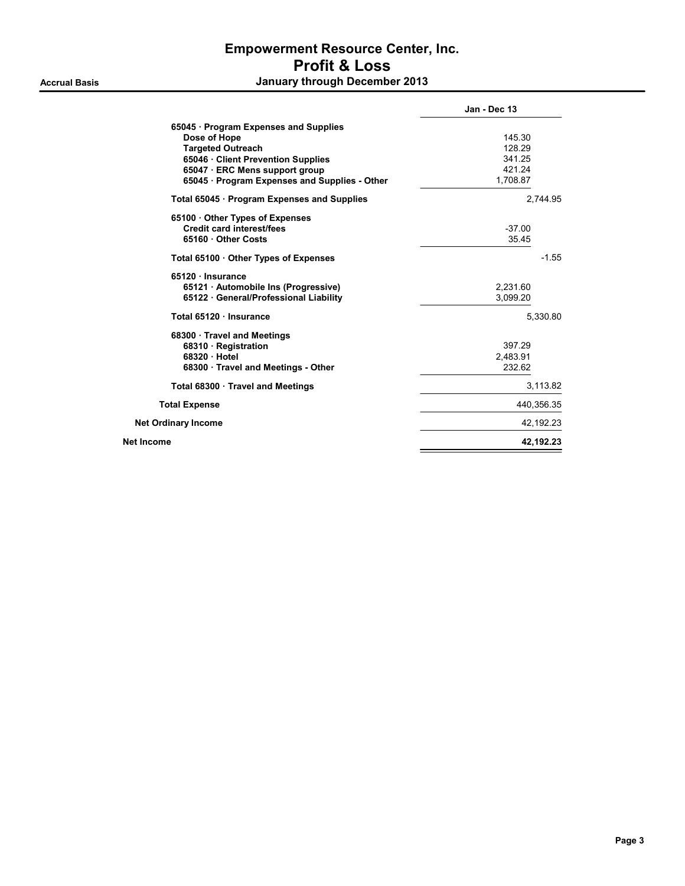# Empowerment Resource Center, Inc.
## Profit & Loss
### January through December 2013

Accrual Basis

| | Jan - Dec 13 | |
|---|---|---|
| **65045 · Program Expenses and Supplies** | | |
| **Dose of Hope** | 145.30 | |
| **Targeted Outreach** | 128.29 | |
| **65046 · Client Prevention Supplies** | 341.25 | |
| **65047 · ERC Mens support group** | 421.24 | |
| **65045 · Program Expenses and Supplies - Other** | 1,708.87 | |
| **Total 65045 · Program Expenses and Supplies** | | 2,744.95 |
| **65100 · Other Types of Expenses** | | |
| **Credit card interest/fees** | -37.00 | |
| **65160 · Other Costs** | 35.45 | |
| **Total 65100 · Other Types of Expenses** | | -1.55 |
| **65120 · Insurance** | | |
| **65121 · Automobile Ins (Progressive)** | 2,231.60 | |
| **65122 · General/Professional Liability** | 3,099.20 | |
| **Total 65120 · Insurance** | | 5,330.80 |
| **68300 · Travel and Meetings** | | |
| **68310 · Registration** | 397.29 | |
| **68320 · Hotel** | 2,483.91 | |
| **68300 · Travel and Meetings - Other** | 232.62 | |
| **Total 68300 · Travel and Meetings** | | 3,113.82 |
| **Total Expense** | | 440,356.35 |
| **Net Ordinary Income** | | 42,192.23 |
| **Net Income** | | **42,192.23** |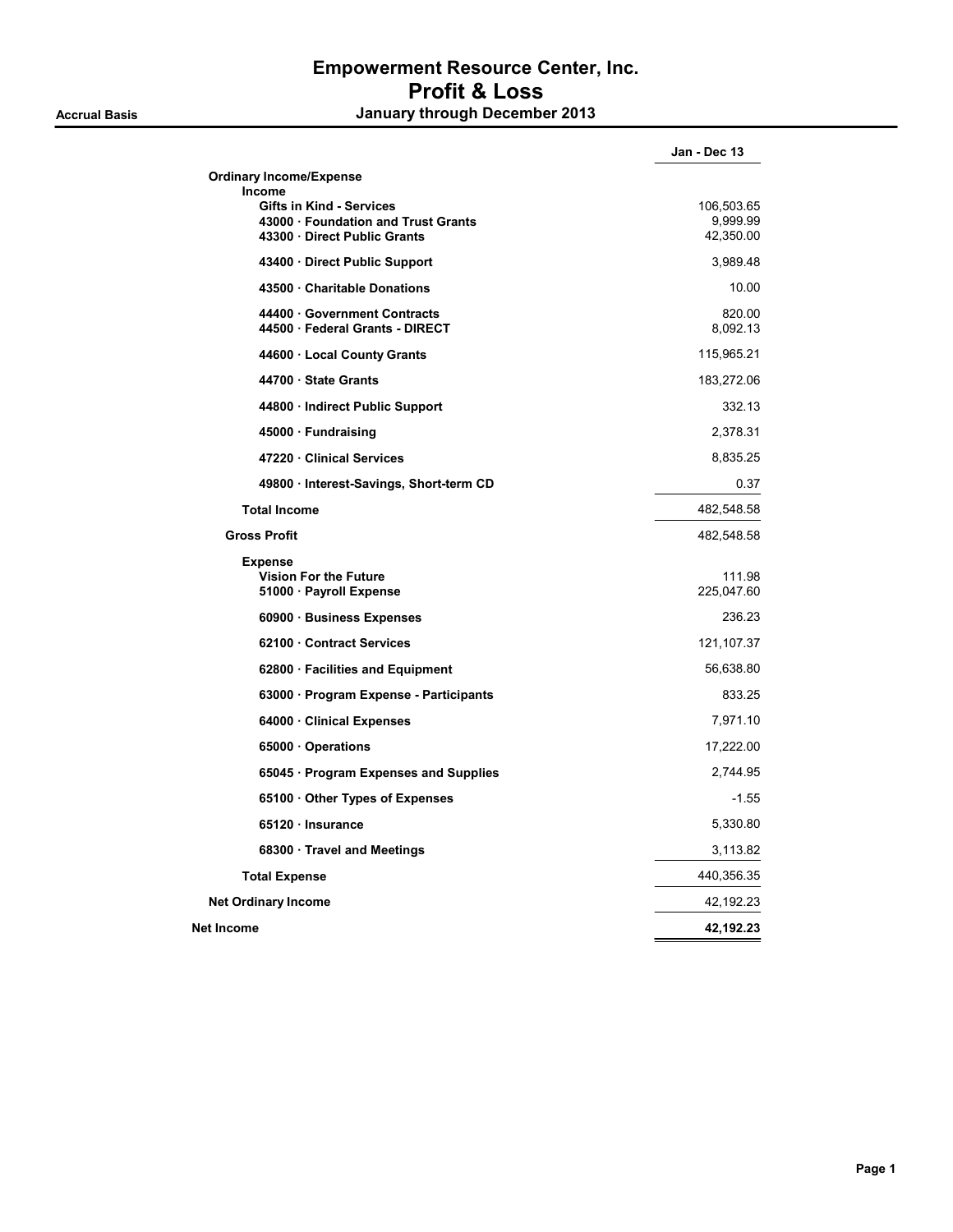# Empowerment Resource Center, Inc.
## Profit & Loss
### January through December 2013

**Accrual Basis**

| | Jan - Dec 13 |
|---|---|
| **Ordinary Income/Expense** | |
| **Income** | |
| **Gifts in Kind - Services** | 106,503.65 |
| **43000 · Foundation and Trust Grants** | 9,999.99 |
| **43300 · Direct Public Grants** | 42,350.00 |
| **43400 · Direct Public Support** | 3,989.48 |
| **43500 · Charitable Donations** | 10.00 |
| **44400 · Government Contracts** | 820.00 |
| **44500 · Federal Grants - DIRECT** | 8,092.13 |
| **44600 · Local County Grants** | 115,965.21 |
| **44700 · State Grants** | 183,272.06 |
| **44800 · Indirect Public Support** | 332.13 |
| **45000 · Fundraising** | 2,378.31 |
| **47220 · Clinical Services** | 8,835.25 |
| **49800 · Interest-Savings, Short-term CD** | 0.37 |
| **Total Income** | 482,548.58 |
| **Gross Profit** | 482,548.58 |
| **Expense** | |
| **Vision For the Future** | 111.98 |
| **51000 · Payroll Expense** | 225,047.60 |
| **60900 · Business Expenses** | 236.23 |
| **62100 · Contract Services** | 121,107.37 |
| **62800 · Facilities and Equipment** | 56,638.80 |
| **63000 · Program Expense - Participants** | 833.25 |
| **64000 · Clinical Expenses** | 7,971.10 |
| **65000 · Operations** | 17,222.00 |
| **65045 · Program Expenses and Supplies** | 2,744.95 |
| **65100 · Other Types of Expenses** | -1.55 |
| **65120 · Insurance** | 5,330.80 |
| **68300 · Travel and Meetings** | 3,113.82 |
| **Total Expense** | 440,356.35 |
| **Net Ordinary Income** | 42,192.23 |
| **Net Income** | **42,192.23** |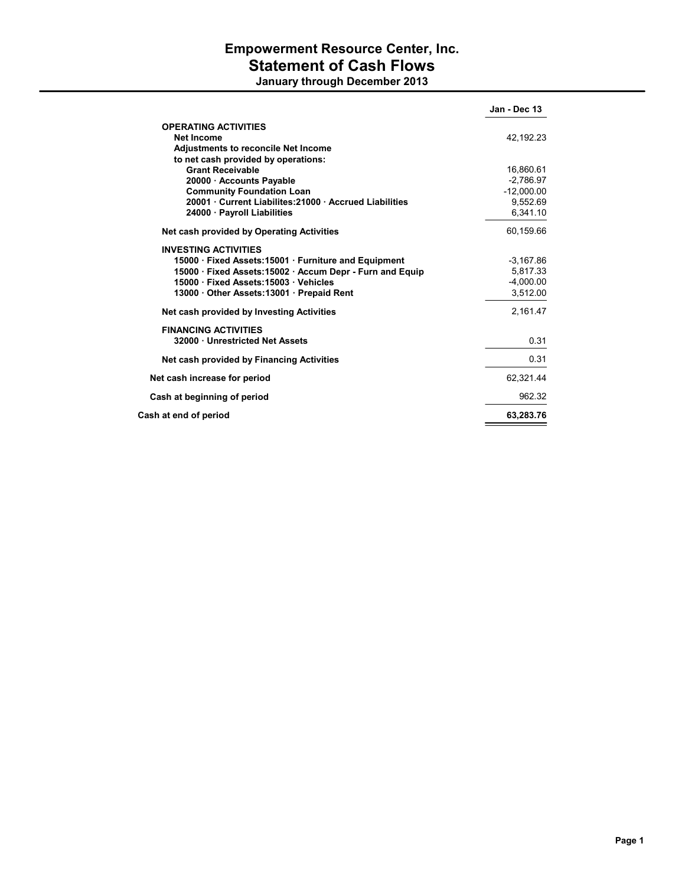# Empowerment Resource Center, Inc.
## Statement of Cash Flows
### January through December 2013

| | Jan - Dec 13 |
|---|---|
| **OPERATING ACTIVITIES** | |
| **Net Income** | 42,192.23 |
| **Adjustments to reconcile Net Income** | |
| **to net cash provided by operations:** | |
| **Grant Receivable** | 16,860.61 |
| **20000 · Accounts Payable** | -2,786.97 |
| **Community Foundation Loan** | -12,000.00 |
| **20001 · Current Liabilites:21000 · Accrued Liabilities** | 9,552.69 |
| **24000 · Payroll Liabilities** | 6,341.10 |
| **Net cash provided by Operating Activities** | 60,159.66 |
| **INVESTING ACTIVITIES** | |
| **15000 · Fixed Assets:15001 · Furniture and Equipment** | -3,167.86 |
| **15000 · Fixed Assets:15002 · Accum Depr - Furn and Equip** | 5,817.33 |
| **15000 · Fixed Assets:15003 · Vehicles** | -4,000.00 |
| **13000 · Other Assets:13001 · Prepaid Rent** | 3,512.00 |
| **Net cash provided by Investing Activities** | 2,161.47 |
| **FINANCING ACTIVITIES** | |
| **32000 · Unrestricted Net Assets** | 0.31 |
| **Net cash provided by Financing Activities** | 0.31 |
| **Net cash increase for period** | 62,321.44 |
| **Cash at beginning of period** | 962.32 |
| **Cash at end of period** | **63,283.76** |